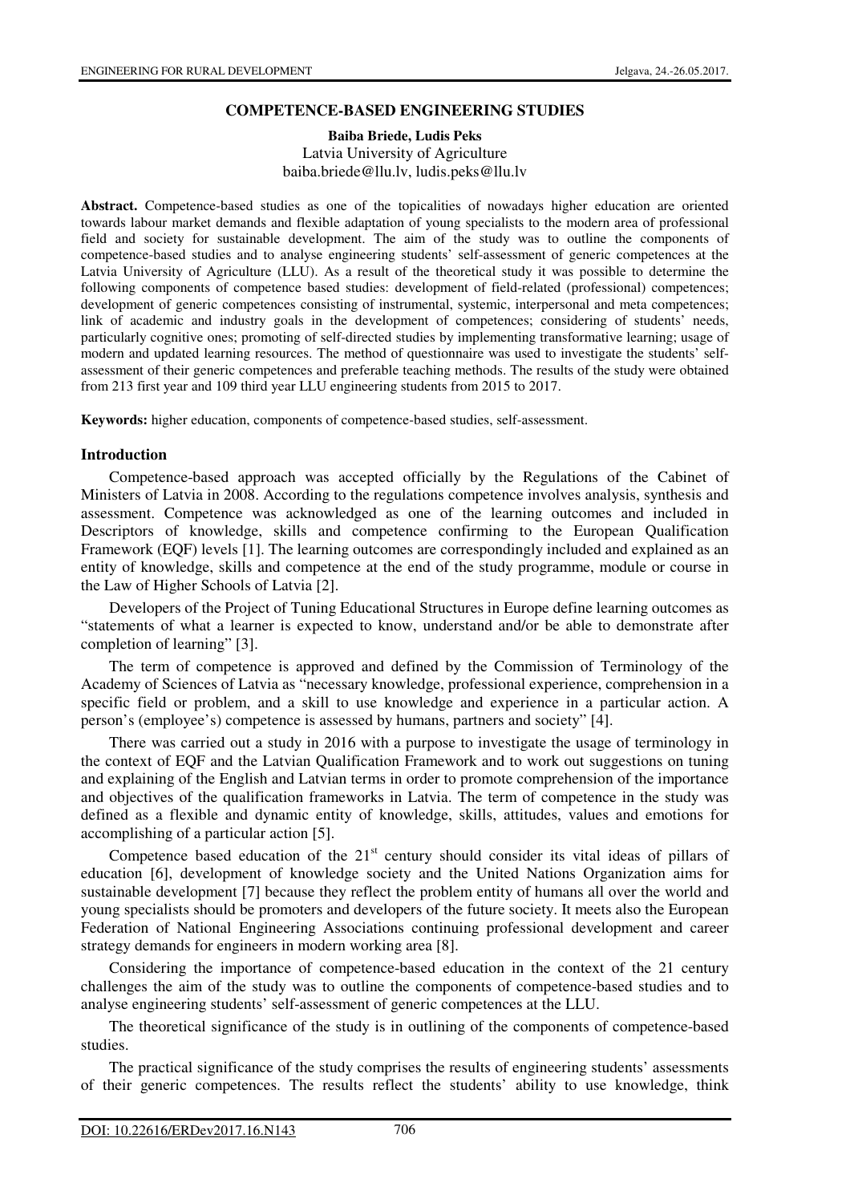# COMPETENCE-BASED ENGINEERING STUDIES

**Baiba Briede, Ludis Peks**
Latvia University of Agriculture
baiba.briede@llu.lv, ludis.peks@llu.lv

**Abstract.** Competence-based studies as one of the topicalities of nowadays higher education are oriented towards labour market demands and flexible adaptation of young specialists to the modern area of professional field and society for sustainable development. The aim of the study was to outline the components of competence-based studies and to analyse engineering students' self-assessment of generic competences at the Latvia University of Agriculture (LLU). As a result of the theoretical study it was possible to determine the following components of competence based studies: development of field-related (professional) competences; development of generic competences consisting of instrumental, systemic, interpersonal and meta competences; link of academic and industry goals in the development of competences; considering of students' needs, particularly cognitive ones; promoting of self-directed studies by implementing transformative learning; usage of modern and updated learning resources. The method of questionnaire was used to investigate the students' self-assessment of their generic competences and preferable teaching methods. The results of the study were obtained from 213 first year and 109 third year LLU engineering students from 2015 to 2017.

**Keywords:** higher education, components of competence-based studies, self-assessment.

## Introduction

Competence-based approach was accepted officially by the Regulations of the Cabinet of Ministers of Latvia in 2008. According to the regulations competence involves analysis, synthesis and assessment. Competence was acknowledged as one of the learning outcomes and included in Descriptors of knowledge, skills and competence confirming to the European Qualification Framework (EQF) levels [1]. The learning outcomes are correspondingly included and explained as an entity of knowledge, skills and competence at the end of the study programme, module or course in the Law of Higher Schools of Latvia [2].

Developers of the Project of Tuning Educational Structures in Europe define learning outcomes as "statements of what a learner is expected to know, understand and/or be able to demonstrate after completion of learning" [3].

The term of competence is approved and defined by the Commission of Terminology of the Academy of Sciences of Latvia as "necessary knowledge, professional experience, comprehension in a specific field or problem, and a skill to use knowledge and experience in a particular action. A person's (employee's) competence is assessed by humans, partners and society" [4].

There was carried out a study in 2016 with a purpose to investigate the usage of terminology in the context of EQF and the Latvian Qualification Framework and to work out suggestions on tuning and explaining of the English and Latvian terms in order to promote comprehension of the importance and objectives of the qualification frameworks in Latvia. The term of competence in the study was defined as a flexible and dynamic entity of knowledge, skills, attitudes, values and emotions for accomplishing of a particular action [5].

Competence based education of the 21st century should consider its vital ideas of pillars of education [6], development of knowledge society and the United Nations Organization aims for sustainable development [7] because they reflect the problem entity of humans all over the world and young specialists should be promoters and developers of the future society. It meets also the European Federation of National Engineering Associations continuing professional development and career strategy demands for engineers in modern working area [8].

Considering the importance of competence-based education in the context of the 21 century challenges the aim of the study was to outline the components of competence-based studies and to analyse engineering students' self-assessment of generic competences at the LLU.

The theoretical significance of the study is in outlining of the components of competence-based studies.

The practical significance of the study comprises the results of engineering students' assessments of their generic competences. The results reflect the students' ability to use knowledge, think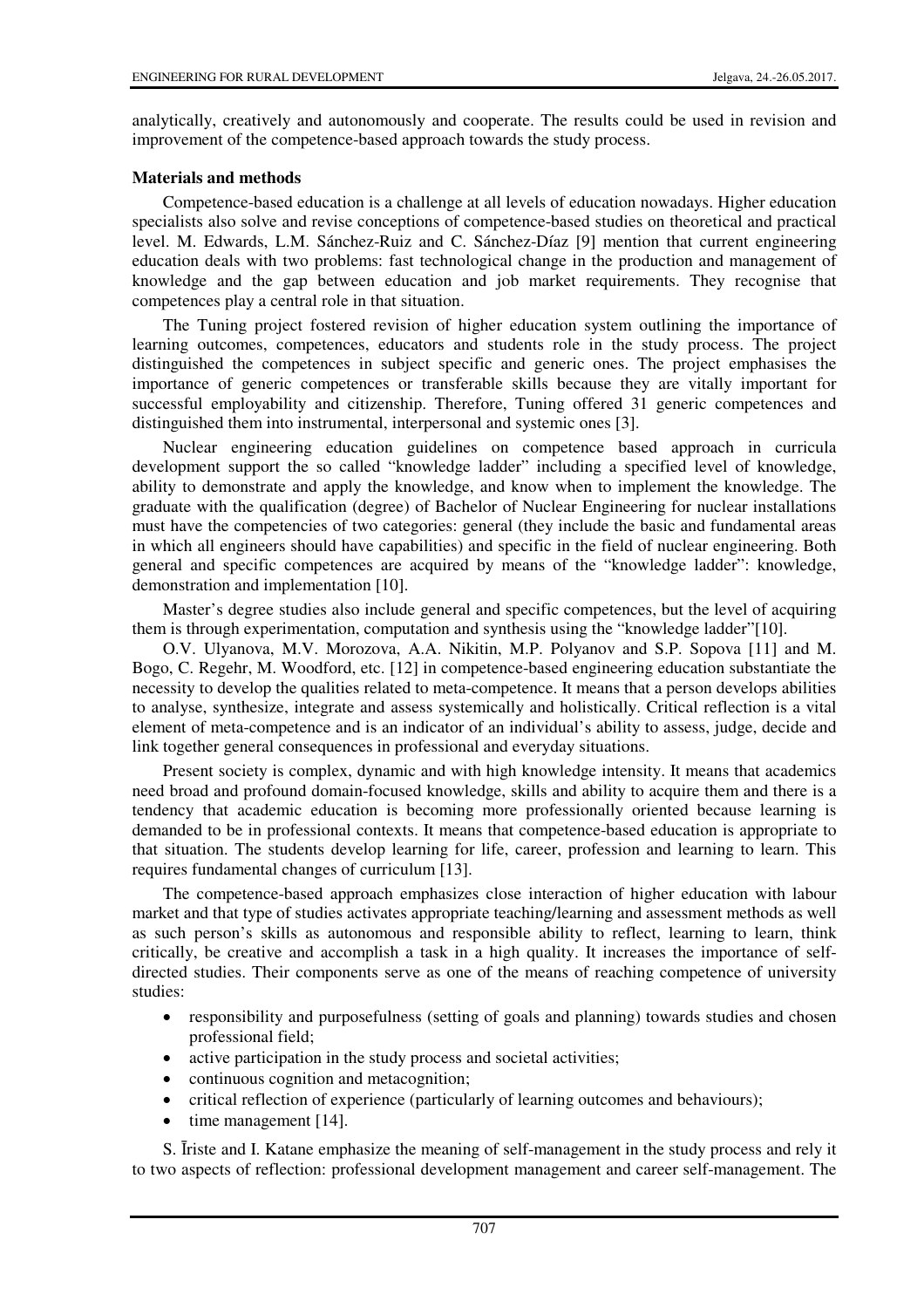analytically, creatively and autonomously and cooperate. The results could be used in revision and improvement of the competence-based approach towards the study process.

## Materials and methods

Competence-based education is a challenge at all levels of education nowadays. Higher education specialists also solve and revise conceptions of competence-based studies on theoretical and practical level. M. Edwards, L.M. Sánchez-Ruiz and C. Sánchez-Díaz [9] mention that current engineering education deals with two problems: fast technological change in the production and management of knowledge and the gap between education and job market requirements. They recognise that competences play a central role in that situation.

The Tuning project fostered revision of higher education system outlining the importance of learning outcomes, competences, educators and students role in the study process. The project distinguished the competences in subject specific and generic ones. The project emphasises the importance of generic competences or transferable skills because they are vitally important for successful employability and citizenship. Therefore, Tuning offered 31 generic competences and distinguished them into instrumental, interpersonal and systemic ones [3].

Nuclear engineering education guidelines on competence based approach in curricula development support the so called "knowledge ladder" including a specified level of knowledge, ability to demonstrate and apply the knowledge, and know when to implement the knowledge. The graduate with the qualification (degree) of Bachelor of Nuclear Engineering for nuclear installations must have the competencies of two categories: general (they include the basic and fundamental areas in which all engineers should have capabilities) and specific in the field of nuclear engineering. Both general and specific competences are acquired by means of the "knowledge ladder": knowledge, demonstration and implementation [10].

Master's degree studies also include general and specific competences, but the level of acquiring them is through experimentation, computation and synthesis using the "knowledge ladder"[10].

O.V. Ulyanova, M.V. Morozova, A.A. Nikitin, M.P. Polyanov and S.P. Sopova [11] and M. Bogo, C. Regehr, M. Woodford, etc. [12] in competence-based engineering education substantiate the necessity to develop the qualities related to meta-competence. It means that a person develops abilities to analyse, synthesize, integrate and assess systemically and holistically. Critical reflection is a vital element of meta-competence and is an indicator of an individual's ability to assess, judge, decide and link together general consequences in professional and everyday situations.

Present society is complex, dynamic and with high knowledge intensity. It means that academics need broad and profound domain-focused knowledge, skills and ability to acquire them and there is a tendency that academic education is becoming more professionally oriented because learning is demanded to be in professional contexts. It means that competence-based education is appropriate to that situation. The students develop learning for life, career, profession and learning to learn. This requires fundamental changes of curriculum [13].

The competence-based approach emphasizes close interaction of higher education with labour market and that type of studies activates appropriate teaching/learning and assessment methods as well as such person's skills as autonomous and responsible ability to reflect, learning to learn, think critically, be creative and accomplish a task in a high quality. It increases the importance of self-directed studies. Their components serve as one of the means of reaching competence of university studies:

- responsibility and purposefulness (setting of goals and planning) towards studies and chosen professional field;
- active participation in the study process and societal activities;
- continuous cognition and metacognition;
- critical reflection of experience (particularly of learning outcomes and behaviours);
- time management [14].

S. Īriste and I. Katane emphasize the meaning of self-management in the study process and rely it to two aspects of reflection: professional development management and career self-management. The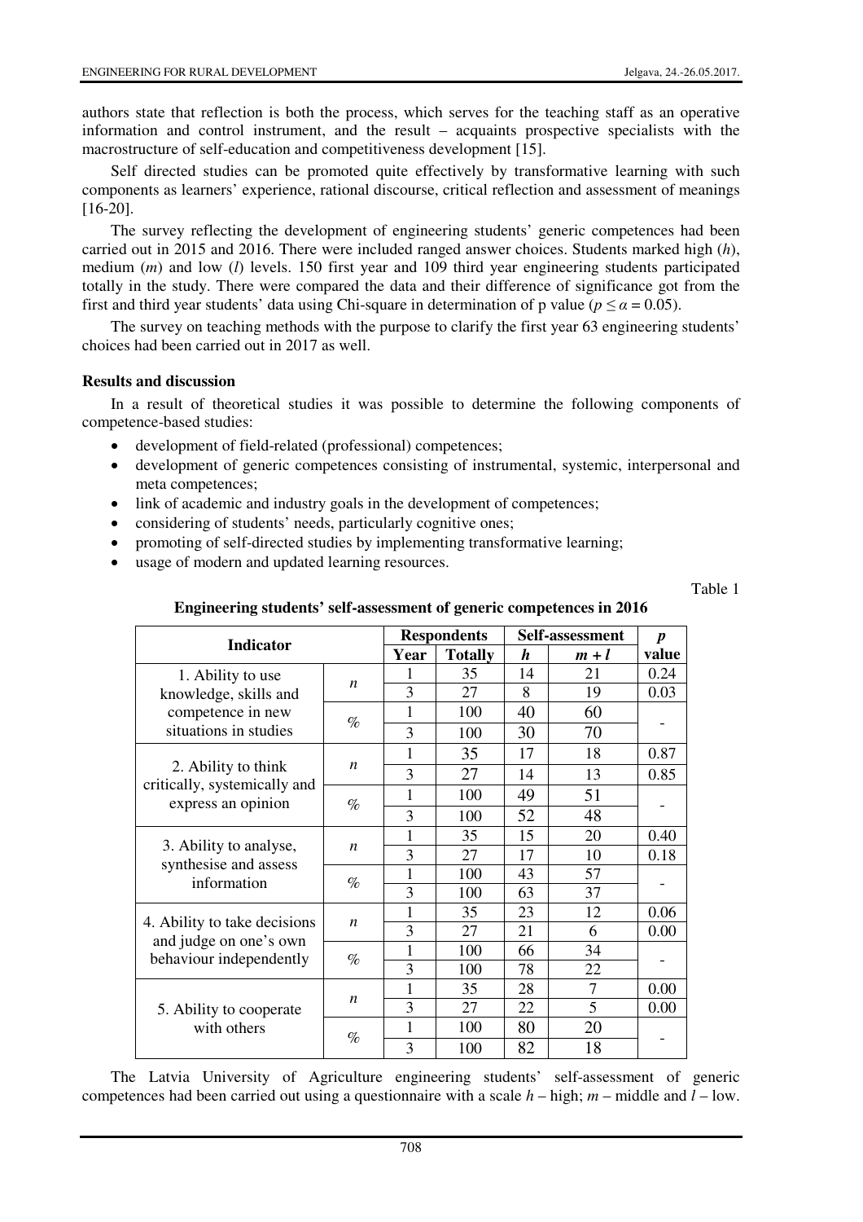authors state that reflection is both the process, which serves for the teaching staff as an operative information and control instrument, and the result – acquaints prospective specialists with the macrostructure of self-education and competitiveness development [15].

Self directed studies can be promoted quite effectively by transformative learning with such components as learners' experience, rational discourse, critical reflection and assessment of meanings [16-20].

The survey reflecting the development of engineering students' generic competences had been carried out in 2015 and 2016. There were included ranged answer choices. Students marked high (*h*), medium (*m*) and low (*l*) levels. 150 first year and 109 third year engineering students participated totally in the study. There were compared the data and their difference of significance got from the first and third year students' data using Chi-square in determination of p value ($p \leq \alpha = 0.05$).

The survey on teaching methods with the purpose to clarify the first year 63 engineering students' choices had been carried out in 2017 as well.

**Results and discussion**

In a result of theoretical studies it was possible to determine the following components of competence-based studies:

- development of field-related (professional) competences;
- development of generic competences consisting of instrumental, systemic, interpersonal and meta competences;
- link of academic and industry goals in the development of competences;
- considering of students' needs, particularly cognitive ones;
- promoting of self-directed studies by implementing transformative learning;
- usage of modern and updated learning resources.

Table 1

**Engineering students' self-assessment of generic competences in 2016**

| Indicator | | Respondents | | Self-assessment | | *p* value |
|---|---|---|---|---|---|---|
| | | Year | Totally | *h* | *m + l* | |
| 1. Ability to use knowledge, skills and competence in new situations in studies | *n* | 1 | 35 | 14 | 21 | 0.24 |
| | | 3 | 27 | 8 | 19 | 0.03 |
| | % | 1 | 100 | 40 | 60 | - |
| | | 3 | 100 | 30 | 70 | |
| 2. Ability to think critically, systemically and express an opinion | *n* | 1 | 35 | 17 | 18 | 0.87 |
| | | 3 | 27 | 14 | 13 | 0.85 |
| | % | 1 | 100 | 49 | 51 | - |
| | | 3 | 100 | 52 | 48 | |
| 3. Ability to analyse, synthesise and assess information | *n* | 1 | 35 | 15 | 20 | 0.40 |
| | | 3 | 27 | 17 | 10 | 0.18 |
| | % | 1 | 100 | 43 | 57 | - |
| | | 3 | 100 | 63 | 37 | |
| 4. Ability to take decisions and judge on one's own behaviour independently | *n* | 1 | 35 | 23 | 12 | 0.06 |
| | | 3 | 27 | 21 | 6 | 0.00 |
| | % | 1 | 100 | 66 | 34 | - |
| | | 3 | 100 | 78 | 22 | |
| 5. Ability to cooperate with others | *n* | 1 | 35 | 28 | 7 | 0.00 |
| | | 3 | 27 | 22 | 5 | 0.00 |
| | % | 1 | 100 | 80 | 20 | - |
| | | 3 | 100 | 82 | 18 | |

The Latvia University of Agriculture engineering students' self-assessment of generic competences had been carried out using a questionnaire with a scale *h* – high; *m* – middle and *l* – low.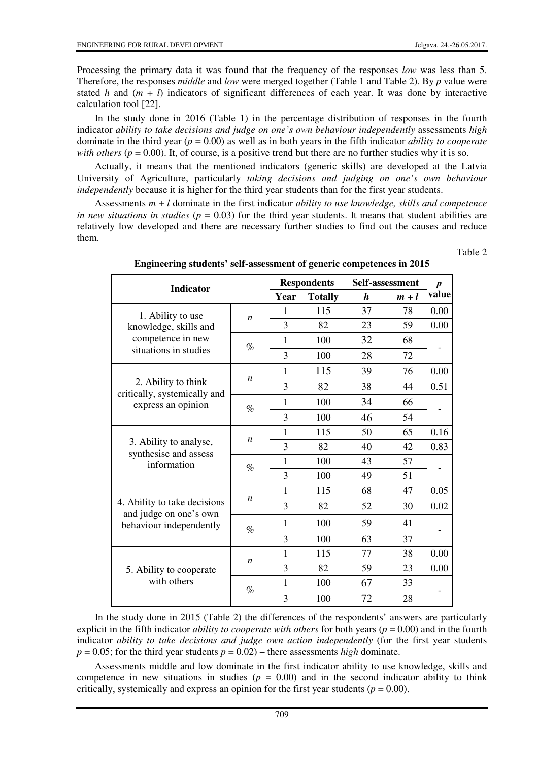Processing the primary data it was found that the frequency of the responses *low* was less than 5. Therefore, the responses *middle* and *low* were merged together (Table 1 and Table 2). By *p* value were stated *h* and ($m + l$) indicators of significant differences of each year. It was done by interactive calculation tool [22].

In the study done in 2016 (Table 1) in the percentage distribution of responses in the fourth indicator *ability to take decisions and judge on one's own behaviour independently* assessments *high* dominate in the third year ($p = 0.00$) as well as in both years in the fifth indicator *ability to cooperate with others* ($p = 0.00$). It, of course, is a positive trend but there are no further studies why it is so.

Actually, it means that the mentioned indicators (generic skills) are developed at the Latvia University of Agriculture, particularly *taking decisions and judging on one's own behaviour independently* because it is higher for the third year students than for the first year students.

Assessments $m + l$ dominate in the first indicator *ability to use knowledge, skills and competence in new situations in studies* ($p = 0.03$) for the third year students. It means that student abilities are relatively low developed and there are necessary further studies to find out the causes and reduce them.

Table 2

**Engineering students' self-assessment of generic competences in 2015**

| Indicator | | Respondents | | Self-assessment | | *p* value |
|---|---|---|---|---|---|---|
| | | Year | Totally | *h* | $m + l$ | |
| 1. Ability to use knowledge, skills and competence in new situations in studies | *n* | 1 | 115 | 37 | 78 | 0.00 |
| | | 3 | 82 | 23 | 59 | 0.00 |
| | % | 1 | 100 | 32 | 68 | - |
| | | 3 | 100 | 28 | 72 | |
| 2. Ability to think critically, systemically and express an opinion | *n* | 1 | 115 | 39 | 76 | 0.00 |
| | | 3 | 82 | 38 | 44 | 0.51 |
| | % | 1 | 100 | 34 | 66 | - |
| | | 3 | 100 | 46 | 54 | |
| 3. Ability to analyse, synthesise and assess information | *n* | 1 | 115 | 50 | 65 | 0.16 |
| | | 3 | 82 | 40 | 42 | 0.83 |
| | % | 1 | 100 | 43 | 57 | - |
| | | 3 | 100 | 49 | 51 | |
| 4. Ability to take decisions and judge on one's own behaviour independently | *n* | 1 | 115 | 68 | 47 | 0.05 |
| | | 3 | 82 | 52 | 30 | 0.02 |
| | % | 1 | 100 | 59 | 41 | - |
| | | 3 | 100 | 63 | 37 | |
| 5. Ability to cooperate with others | *n* | 1 | 115 | 77 | 38 | 0.00 |
| | | 3 | 82 | 59 | 23 | 0.00 |
| | % | 1 | 100 | 67 | 33 | - |
| | | 3 | 100 | 72 | 28 | |

In the study done in 2015 (Table 2) the differences of the respondents' answers are particularly explicit in the fifth indicator *ability to cooperate with others* for both years ($p = 0.00$) and in the fourth indicator *ability to take decisions and judge own action independently* (for the first year students $p = 0.05$; for the third year students $p = 0.02$) – there assessments *high* dominate.

Assessments middle and low dominate in the first indicator ability to use knowledge, skills and competence in new situations in studies ($p = 0.00$) and in the second indicator ability to think critically, systemically and express an opinion for the first year students ($p = 0.00$).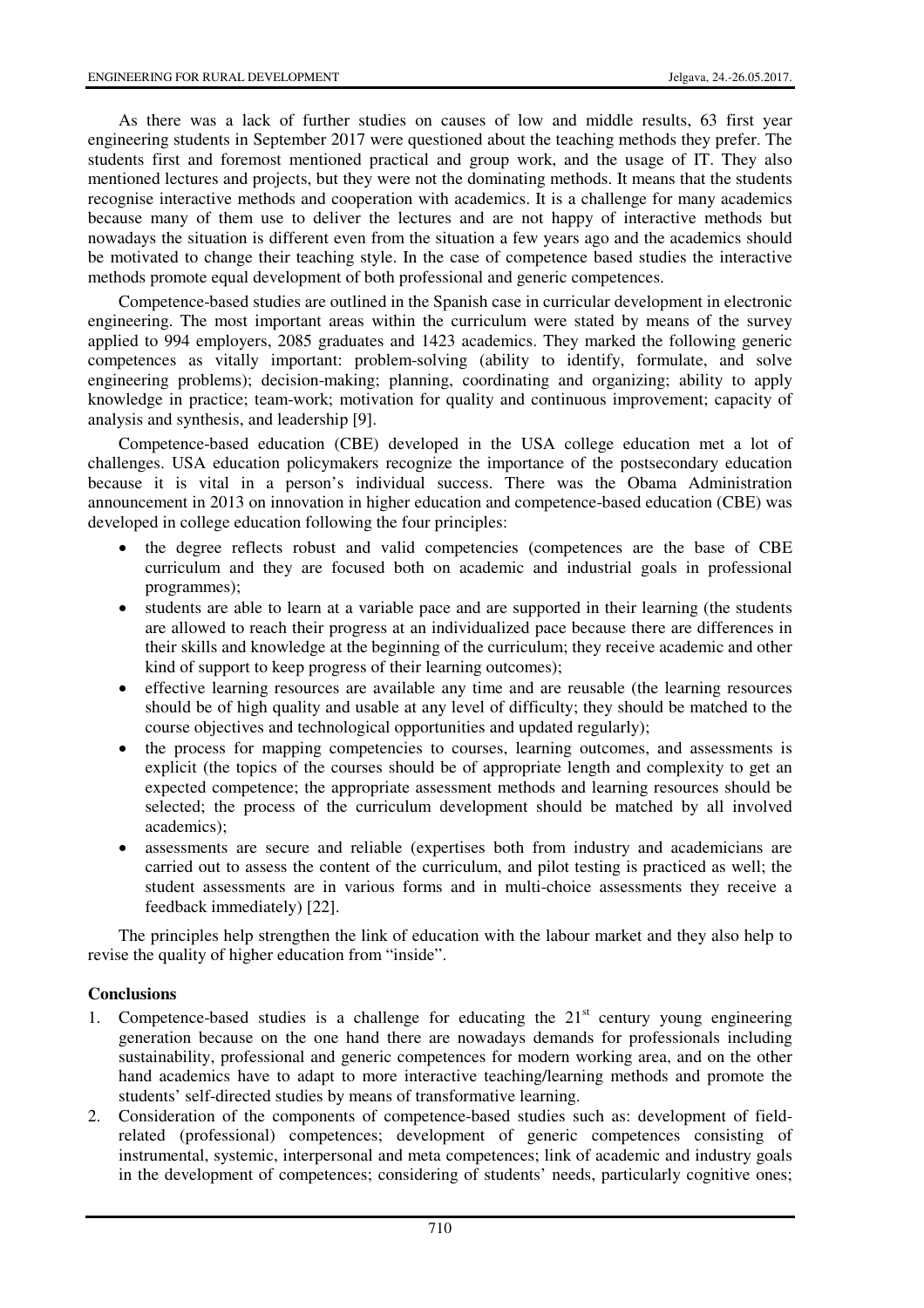As there was a lack of further studies on causes of low and middle results, 63 first year engineering students in September 2017 were questioned about the teaching methods they prefer. The students first and foremost mentioned practical and group work, and the usage of IT. They also mentioned lectures and projects, but they were not the dominating methods. It means that the students recognise interactive methods and cooperation with academics. It is a challenge for many academics because many of them use to deliver the lectures and are not happy of interactive methods but nowadays the situation is different even from the situation a few years ago and the academics should be motivated to change their teaching style. In the case of competence based studies the interactive methods promote equal development of both professional and generic competences.

Competence-based studies are outlined in the Spanish case in curricular development in electronic engineering. The most important areas within the curriculum were stated by means of the survey applied to 994 employers, 2085 graduates and 1423 academics. They marked the following generic competences as vitally important: problem-solving (ability to identify, formulate, and solve engineering problems); decision-making; planning, coordinating and organizing; ability to apply knowledge in practice; team-work; motivation for quality and continuous improvement; capacity of analysis and synthesis, and leadership [9].

Competence-based education (CBE) developed in the USA college education met a lot of challenges. USA education policymakers recognize the importance of the postsecondary education because it is vital in a person's individual success. There was the Obama Administration announcement in 2013 on innovation in higher education and competence-based education (CBE) was developed in college education following the four principles:

- the degree reflects robust and valid competencies (competences are the base of CBE curriculum and they are focused both on academic and industrial goals in professional programmes);
- students are able to learn at a variable pace and are supported in their learning (the students are allowed to reach their progress at an individualized pace because there are differences in their skills and knowledge at the beginning of the curriculum; they receive academic and other kind of support to keep progress of their learning outcomes);
- effective learning resources are available any time and are reusable (the learning resources should be of high quality and usable at any level of difficulty; they should be matched to the course objectives and technological opportunities and updated regularly);
- the process for mapping competencies to courses, learning outcomes, and assessments is explicit (the topics of the courses should be of appropriate length and complexity to get an expected competence; the appropriate assessment methods and learning resources should be selected; the process of the curriculum development should be matched by all involved academics);
- assessments are secure and reliable (expertises both from industry and academicians are carried out to assess the content of the curriculum, and pilot testing is practiced as well; the student assessments are in various forms and in multi-choice assessments they receive a feedback immediately) [22].

The principles help strengthen the link of education with the labour market and they also help to revise the quality of higher education from "inside".

## Conclusions

1. Competence-based studies is a challenge for educating the 21st century young engineering generation because on the one hand there are nowadays demands for professionals including sustainability, professional and generic competences for modern working area, and on the other hand academics have to adapt to more interactive teaching/learning methods and promote the students' self-directed studies by means of transformative learning.
2. Consideration of the components of competence-based studies such as: development of field-related (professional) competences; development of generic competences consisting of instrumental, systemic, interpersonal and meta competences; link of academic and industry goals in the development of competences; considering of students' needs, particularly cognitive ones;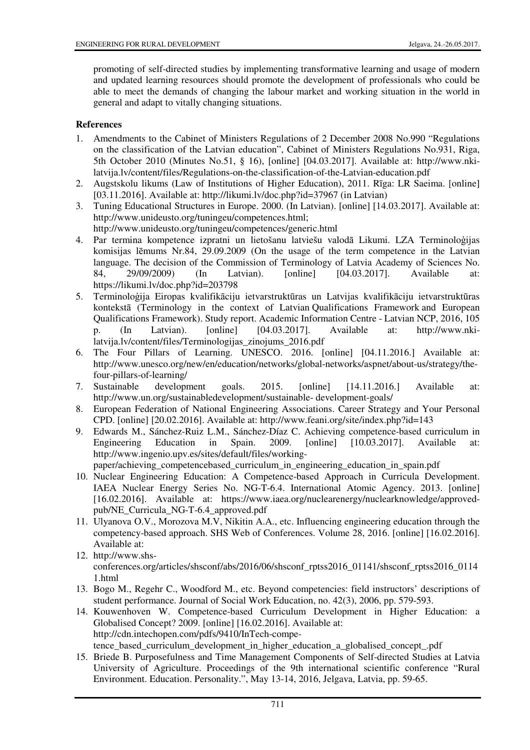promoting of self-directed studies by implementing transformative learning and usage of modern and updated learning resources should promote the development of professionals who could be able to meet the demands of changing the labour market and working situation in the world in general and adapt to vitally changing situations.

## References

1. Amendments to the Cabinet of Ministers Regulations of 2 December 2008 No.990 “Regulations on the classification of the Latvian education”, Cabinet of Ministers Regulations No.931, Riga, 5th October 2010 (Minutes No.51, § 16), [online] [04.03.2017]. Available at: http://www.nki-latvija.lv/content/files/Regulations-on-the-classification-of-the-Latvian-education.pdf
2. Augstskolu likums (Law of Institutions of Higher Education), 2011. Rīga: LR Saeima. [online] [03.11.2016]. Available at: http://likumi.lv/doc.php?id=37967 (in Latvian)
3. Tuning Educational Structures in Europe. 2000. (In Latvian). [online] [14.03.2017]. Available at: http://www.unideusto.org/tuningeu/competences.html; http://www.unideusto.org/tuningeu/competences/generic.html
4. Par termina kompetence izpratni un lietošanu latviešu valodā Likumi. LZA Terminoloģijas komisijas lēmums Nr.84, 29.09.2009 (On the usage of the term competence in the Latvian language. The decision of the Commission of Terminology of Latvia Academy of Sciences No. 84, 29/09/2009) (In Latvian). [online] [04.03.2017]. Available at: https://likumi.lv/doc.php?id=203798
5. Terminoloģija Eiropas kvalifikāciju ietvarstruktūras un Latvijas kvalifikāciju ietvarstruktūras kontekstā (Terminology in the context of Latvian Qualifications Framework and European Qualifications Framework). Study report. Academic Information Centre - Latvian NCP, 2016, 105 p. (In Latvian). [online] [04.03.2017]. Available at: http://www.nki-latvija.lv/content/files/Terminologijas_zinojums_2016.pdf
6. The Four Pillars of Learning. UNESCO. 2016. [online] [04.11.2016.] Available at: http://www.unesco.org/new/en/education/networks/global-networks/aspnet/about-us/strategy/the-four-pillars-of-learning/
7. Sustainable development goals. 2015. [online] [14.11.2016.] Available at: http://www.un.org/sustainabledevelopment/sustainable- development-goals/
8. European Federation of National Engineering Associations. Career Strategy and Your Personal CPD. [online] [20.02.2016]. Available at: http://www.feani.org/site/index.php?id=143
9. Edwards M., Sánchez-Ruiz L.M., Sánchez-Díaz C. Achieving competence-based curriculum in Engineering Education in Spain. 2009. [online] [10.03.2017]. Available at: http://www.ingenio.upv.es/sites/default/files/working-paper/achieving_competencebased_curriculum_in_engineering_education_in_spain.pdf
10. Nuclear Engineering Education: A Competence-based Approach in Curricula Development. IAEA Nuclear Energy Series No. NG-T-6.4. International Atomic Agency. 2013. [online] [16.02.2016]. Available at: https://www.iaea.org/nuclearenergy/nuclearknowledge/approved-pub/NE_Curricula_NG-T-6.4_approved.pdf
11. Ulyanova O.V., Morozova M.V, Nikitin A.A., etc. Influencing engineering education through the competency-based approach. SHS Web of Conferences. Volume 28, 2016. [online] [16.02.2016]. Available at:
12. http://www.shs-conferences.org/articles/shsconf/abs/2016/06/shsconf_rptss2016_01141/shsconf_rptss2016_01141.html
13. Bogo M., Regehr C., Woodford M., etc. Beyond competencies: field instructors’ descriptions of student performance. Journal of Social Work Education, no. 42(3), 2006, pp. 579-593.
14. Kouwenhoven W. Competence-based Curriculum Development in Higher Education: a Globalised Concept? 2009. [online] [16.02.2016]. Available at: http://cdn.intechopen.com/pdfs/9410/InTech-competence_based_curriculum_development_in_higher_education_a_globalised_concept_.pdf
15. Briede B. Purposefulness and Time Management Components of Self-directed Studies at Latvia University of Agriculture. Proceedings of the 9th international scientific conference “Rural Environment. Education. Personality.”, May 13-14, 2016, Jelgava, Latvia, pp. 59-65.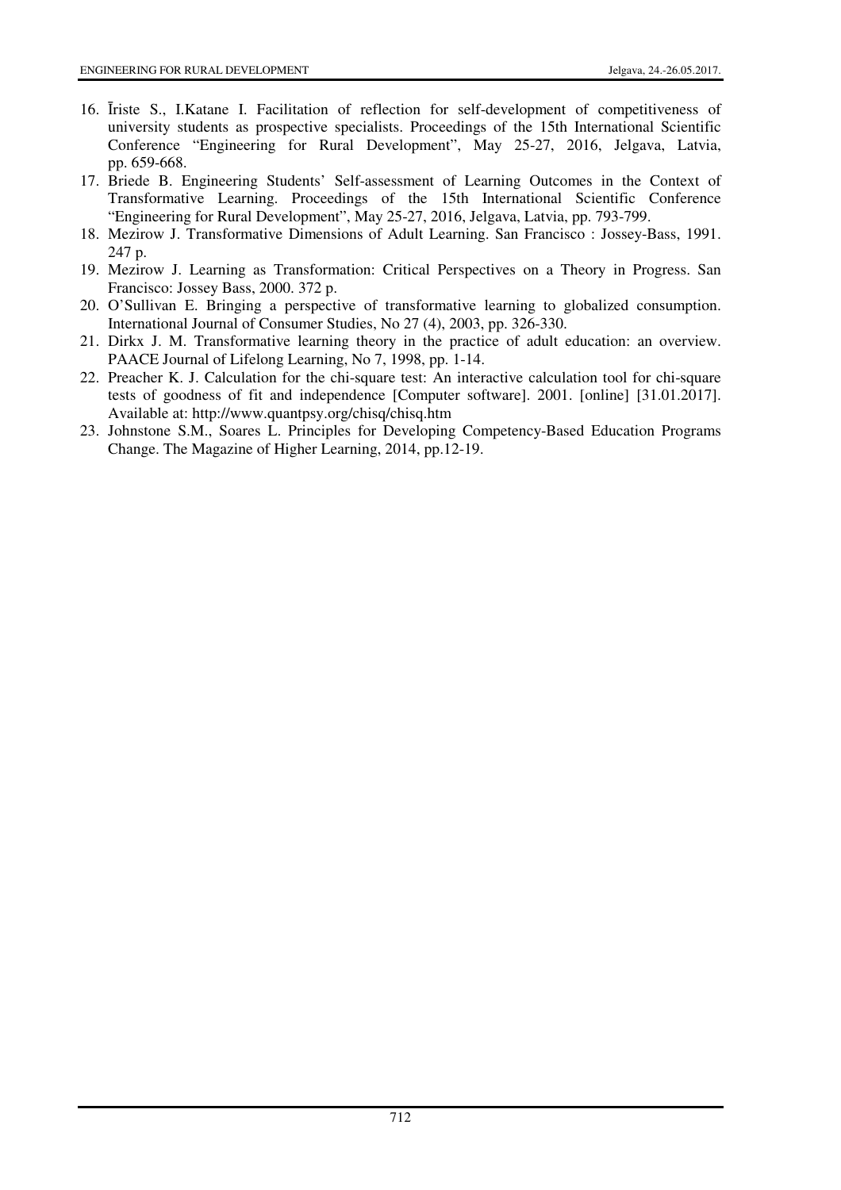16. Īriste S., I.Katane I. Facilitation of reflection for self-development of competitiveness of university students as prospective specialists. Proceedings of the 15th International Scientific Conference "Engineering for Rural Development", May 25-27, 2016, Jelgava, Latvia, pp. 659-668.
17. Briede B. Engineering Students' Self-assessment of Learning Outcomes in the Context of Transformative Learning. Proceedings of the 15th International Scientific Conference "Engineering for Rural Development", May 25-27, 2016, Jelgava, Latvia, pp. 793-799.
18. Mezirow J. Transformative Dimensions of Adult Learning. San Francisco : Jossey-Bass, 1991. 247 p.
19. Mezirow J. Learning as Transformation: Critical Perspectives on a Theory in Progress. San Francisco: Jossey Bass, 2000. 372 p.
20. O'Sullivan E. Bringing a perspective of transformative learning to globalized consumption. International Journal of Consumer Studies, No 27 (4), 2003, pp. 326-330.
21. Dirkx J. M. Transformative learning theory in the practice of adult education: an overview. PAACE Journal of Lifelong Learning, No 7, 1998, pp. 1-14.
22. Preacher K. J. Calculation for the chi-square test: An interactive calculation tool for chi-square tests of goodness of fit and independence [Computer software]. 2001. [online] [31.01.2017]. Available at: http://www.quantpsy.org/chisq/chisq.htm
23. Johnstone S.M., Soares L. Principles for Developing Competency-Based Education Programs Change. The Magazine of Higher Learning, 2014, pp.12-19.